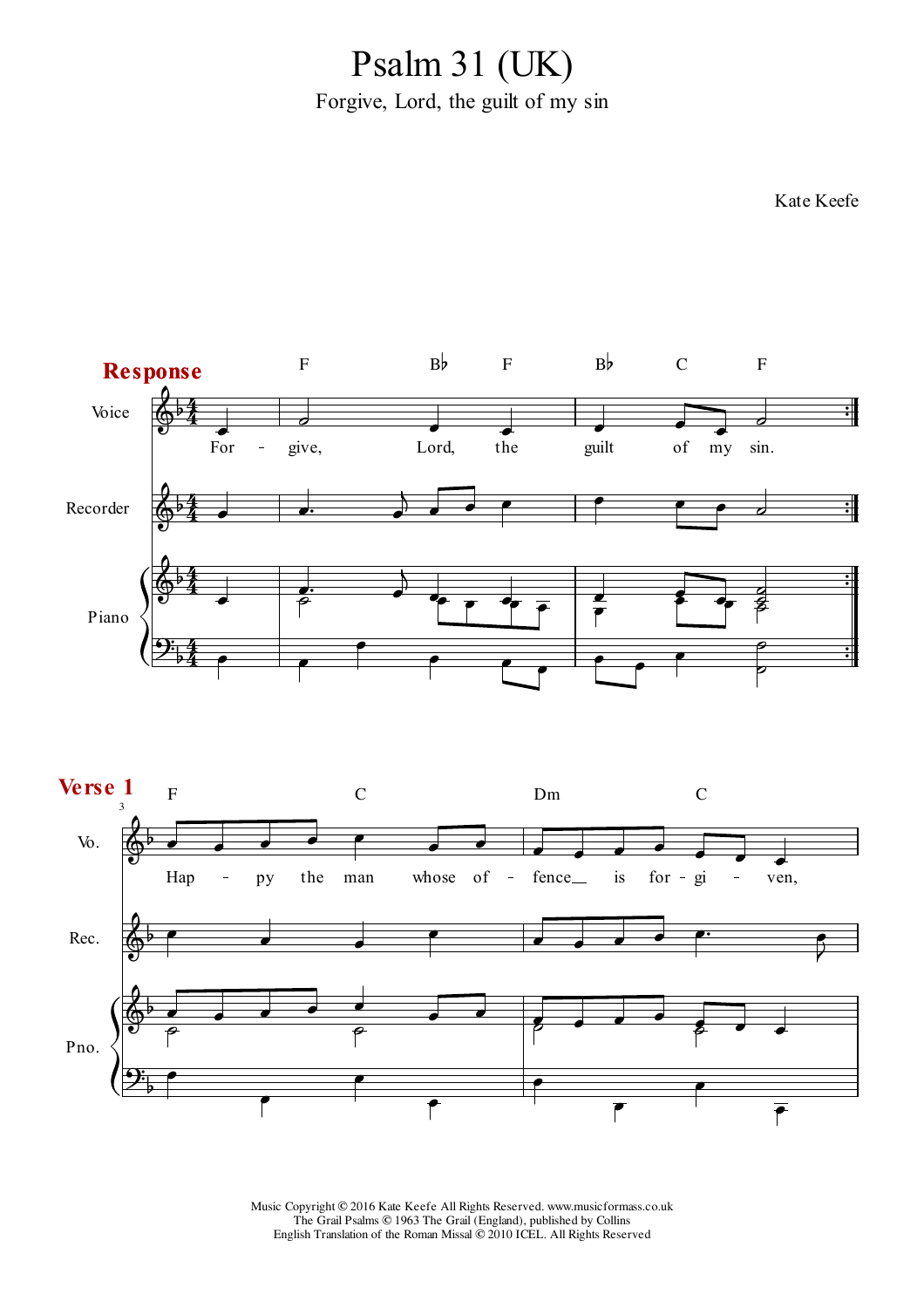# Psalm 31 (UK)

Forgive, Lord, the guilt of my sin

Kate Keefe

**Response**

F Bb F Bb C F

For - give, Lord, the guilt of my sin.

**Verse 1**

F C Dm C

Hap - py the man whose of - fence__ is for - gi - ven,

Music Copyright © 2016 Kate Keefe All Rights Reserved. www.musicformass.co.uk
The Grail Psalms © 1963 The Grail (England), published by Collins
English Translation of the Roman Missal © 2010 ICEL. All Rights Reserved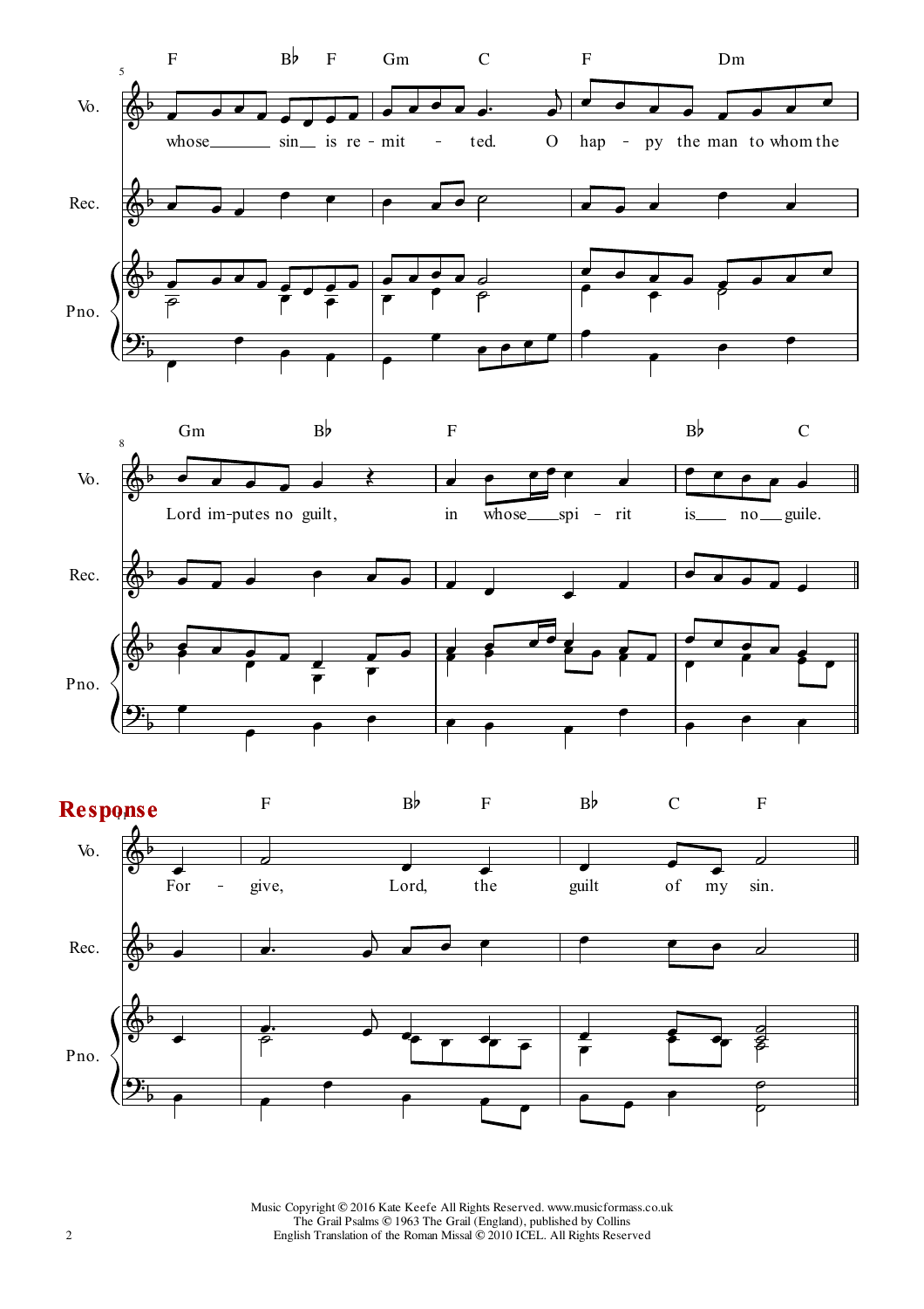whose sin is re - mit - ted. O hap - py the man to whom the

Lord im-putes no guilt, in whose spi - rit is no guile.

**Response**

For - give, Lord, the guilt of my sin.

Music Copyright © 2016 Kate Keefe All Rights Reserved. www.musicformass.co.uk
The Grail Psalms © 1963 The Grail (England), published by Collins
English Translation of the Roman Missal © 2010 ICEL. All Rights Reserved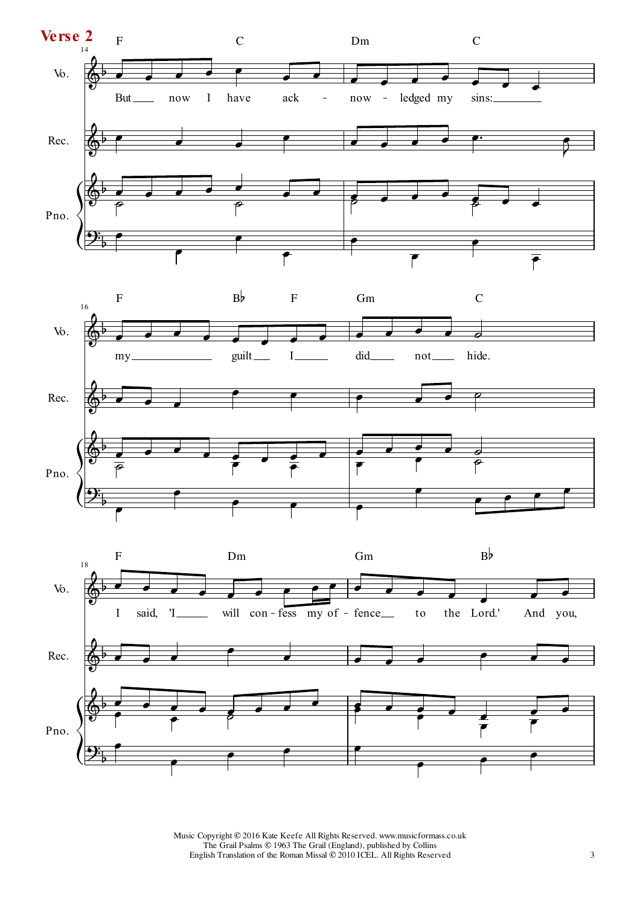## Verse 2

F C Dm C

But now I have ack - now - ledged my sins:

F B♭ F Gm C

my guilt I did not hide.

F Dm Gm B♭

I said, 'I will con - fess my of - fence to the Lord.' And you,

Music Copyright © 2016 Kate Keefe All Rights Reserved. www.musicformass.co.uk
The Grail Psalms © 1963 The Grail (England), published by Collins
English Translation of the Roman Missal © 2010 ICEL. All Rights Reserved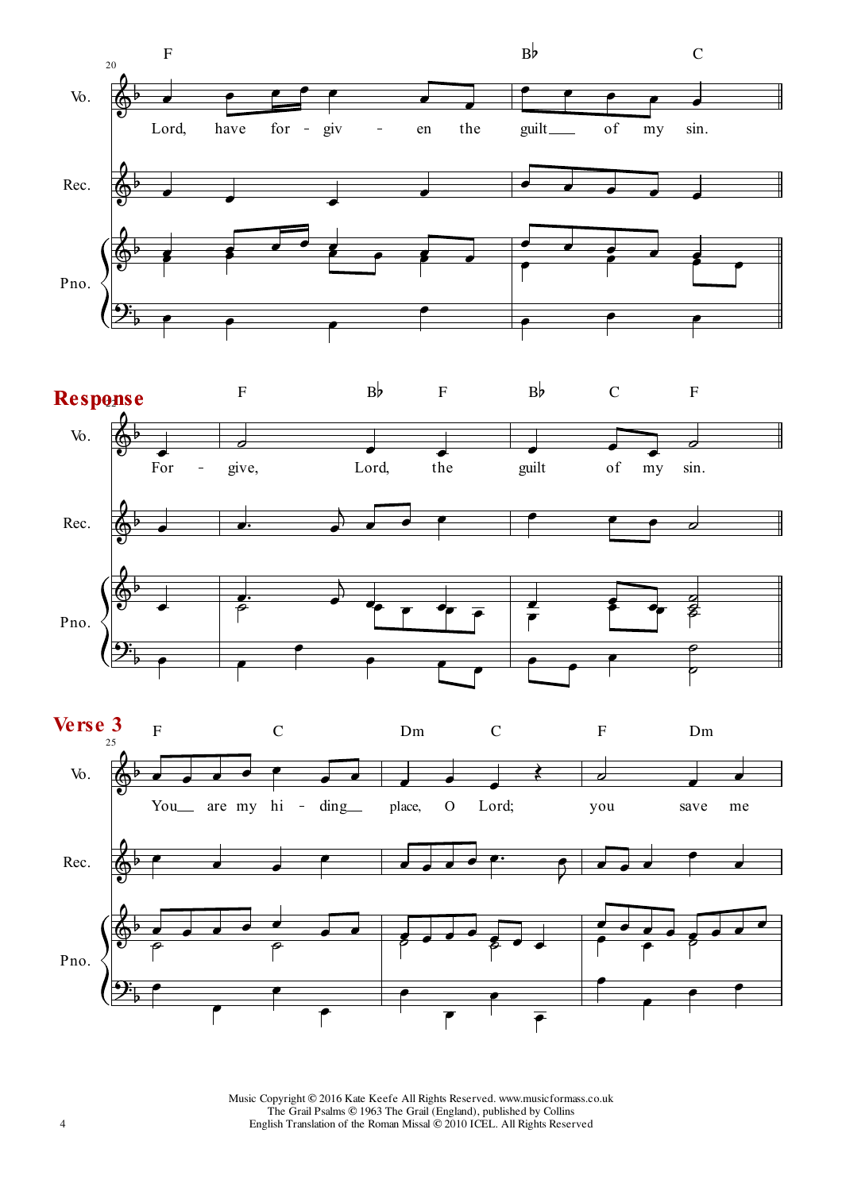20

F | B♭ | C

Vo.: Lord, have for - giv - en the guilt ___ of my sin.

Rec.

Pno.

**Response**

F | B♭ | F | B♭ | C | F

Vo.: For - give, Lord, the guilt of my sin.

Rec.

Pno.

**Verse 3**

25

F | C | Dm | C | F | Dm

Vo.: You ___ are my hi - ding ___ place, O Lord; you save me

Rec.

Pno.

Music Copyright © 2016 Kate Keefe All Rights Reserved. www.musicformass.co.uk
The Grail Psalms © 1963 The Grail (England), published by Collins
English Translation of the Roman Missal © 2010 ICEL. All Rights Reserved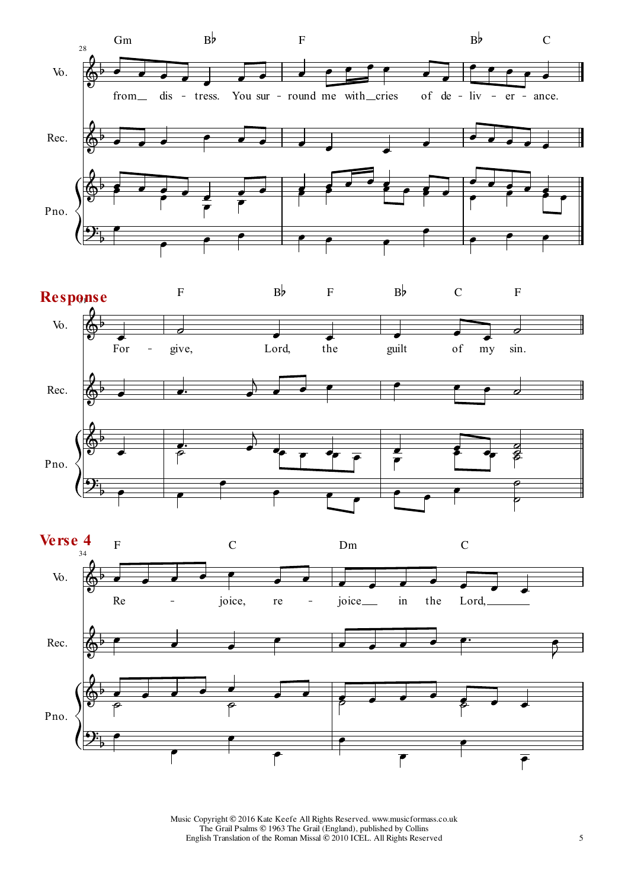Vo. — from dis - tress. You sur - round me with cries of de - liv - er - ance.

Gm | B♭ | F | B♭ | C

## Response

F | B♭ | F | B♭ | C | F

Vo. — For - give, Lord, the guilt of my sin.

## Verse 4

F | C | Dm | C

Vo. — Re - joice, re - joice in the Lord,

Music Copyright © 2016 Kate Keefe All Rights Reserved. www.musicformass.co.uk
The Grail Psalms © 1963 The Grail (England), published by Collins
English Translation of the Roman Missal © 2010 ICEL. All Rights Reserved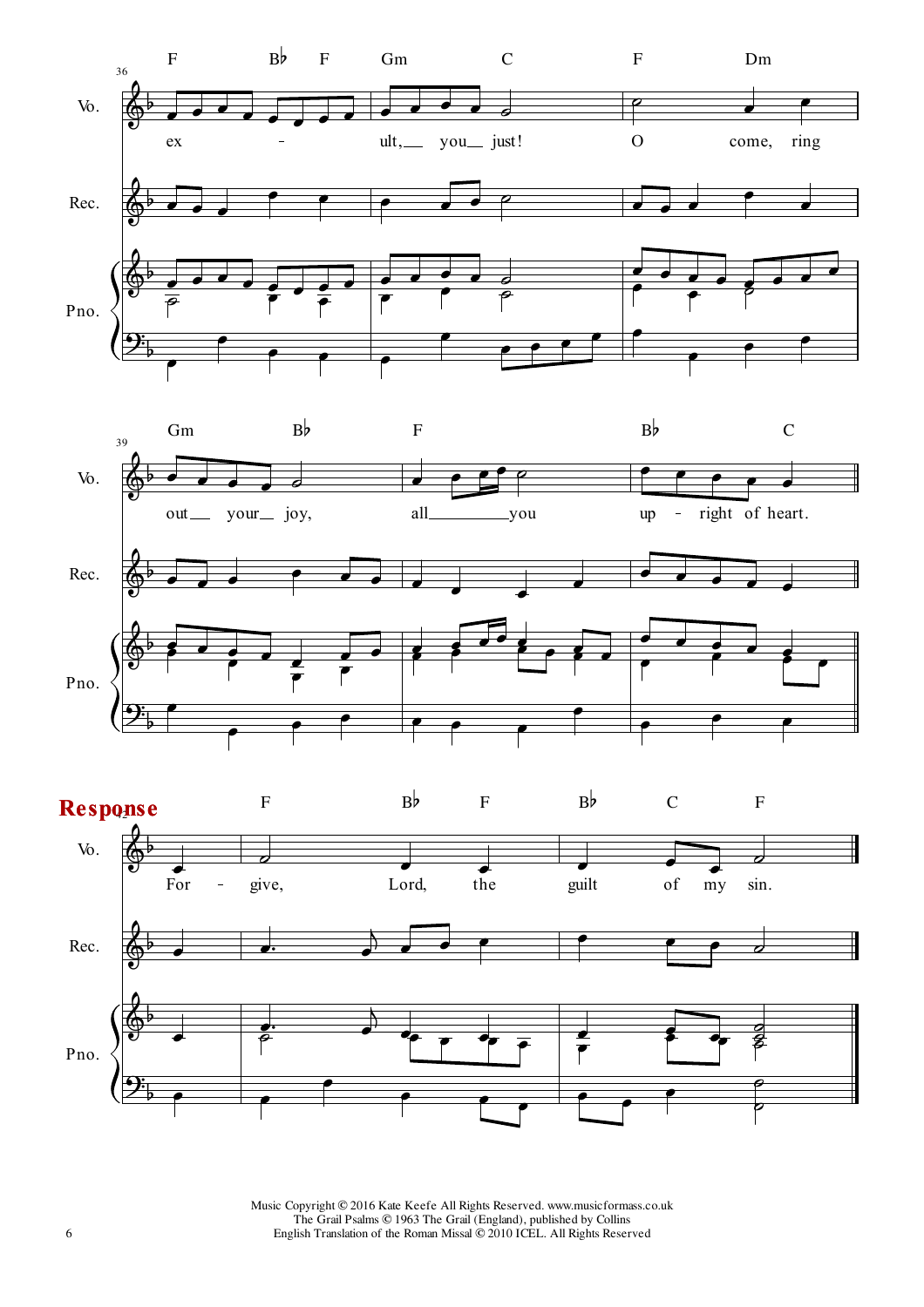**Response**

Music Copyright © 2016 Kate Keefe All Rights Reserved. www.musicformass.co.uk
The Grail Psalms © 1963 The Grail (England), published by Collins
English Translation of the Roman Missal © 2010 ICEL. All Rights Reserved